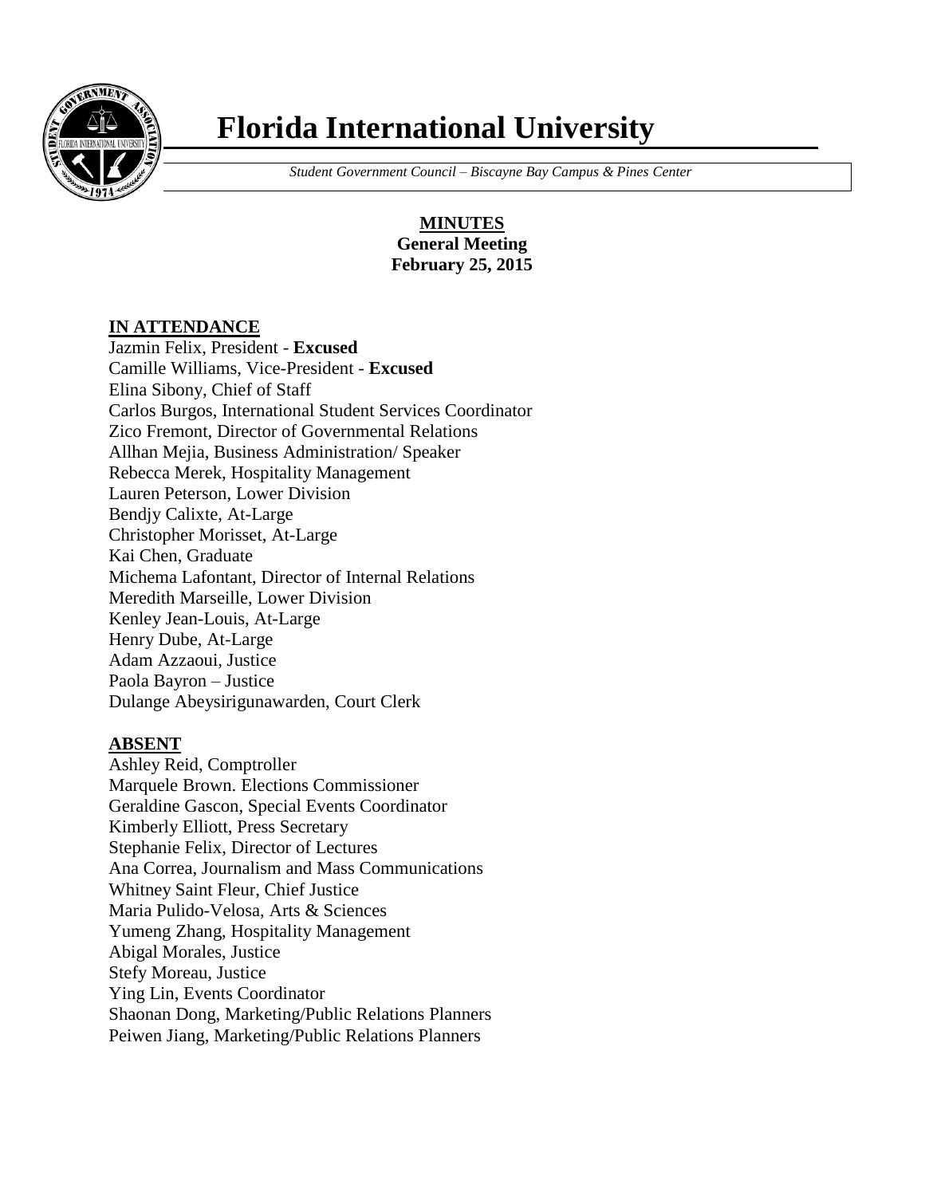# Florida International University

*Student Government Council – Biscayne Bay Campus & Pines Center*

**MINUTES**
**General Meeting**
**February 25, 2015**

## IN ATTENDANCE

Jazmin Felix, President - **Excused**
Camille Williams, Vice-President - **Excused**
Elina Sibony, Chief of Staff
Carlos Burgos, International Student Services Coordinator
Zico Fremont, Director of Governmental Relations
Allhan Mejia, Business Administration/ Speaker
Rebecca Merek, Hospitality Management
Lauren Peterson, Lower Division
Bendjy Calixte, At-Large
Christopher Morisset, At-Large
Kai Chen, Graduate
Michema Lafontant, Director of Internal Relations
Meredith Marseille, Lower Division
Kenley Jean-Louis, At-Large
Henry Dube, At-Large
Adam Azzaoui, Justice
Paola Bayron – Justice
Dulange Abeysirigunawarden, Court Clerk

## ABSENT

Ashley Reid, Comptroller
Marquele Brown. Elections Commissioner
Geraldine Gascon, Special Events Coordinator
Kimberly Elliott, Press Secretary
Stephanie Felix, Director of Lectures
Ana Correa, Journalism and Mass Communications
Whitney Saint Fleur, Chief Justice
Maria Pulido-Velosa, Arts & Sciences
Yumeng Zhang, Hospitality Management
Abigal Morales, Justice
Stefy Moreau, Justice
Ying Lin, Events Coordinator
Shaonan Dong, Marketing/Public Relations Planners
Peiwen Jiang, Marketing/Public Relations Planners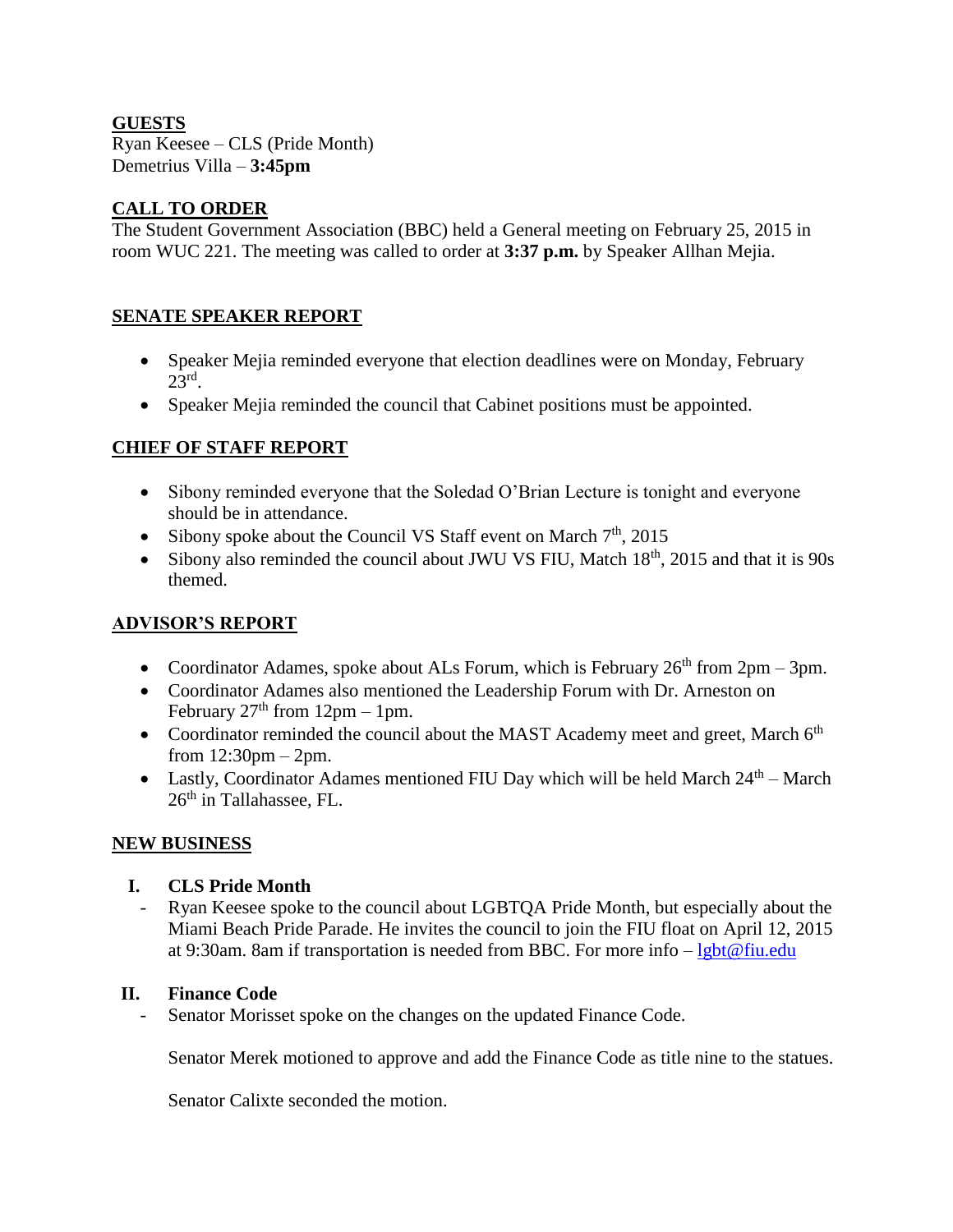## GUESTS

Ryan Keesee – CLS (Pride Month)
Demetrius Villa – **3:45pm**

## CALL TO ORDER

The Student Government Association (BBC) held a General meeting on February 25, 2015 in room WUC 221. The meeting was called to order at **3:37 p.m.** by Speaker Allhan Mejia.

## SENATE SPEAKER REPORT

- Speaker Mejia reminded everyone that election deadlines were on Monday, February 23rd.
- Speaker Mejia reminded the council that Cabinet positions must be appointed.

## CHIEF OF STAFF REPORT

- Sibony reminded everyone that the Soledad O'Brian Lecture is tonight and everyone should be in attendance.
- Sibony spoke about the Council VS Staff event on March 7th, 2015
- Sibony also reminded the council about JWU VS FIU, Match 18th, 2015 and that it is 90s themed.

## ADVISOR'S REPORT

- Coordinator Adames, spoke about ALs Forum, which is February 26th from 2pm – 3pm.
- Coordinator Adames also mentioned the Leadership Forum with Dr. Arneston on February 27th from 12pm – 1pm.
- Coordinator reminded the council about the MAST Academy meet and greet, March 6th from 12:30pm – 2pm.
- Lastly, Coordinator Adames mentioned FIU Day which will be held March 24th – March 26th in Tallahassee, FL.

## NEW BUSINESS

### I. CLS Pride Month

- Ryan Keesee spoke to the council about LGBTQA Pride Month, but especially about the Miami Beach Pride Parade. He invites the council to join the FIU float on April 12, 2015 at 9:30am. 8am if transportation is needed from BBC. For more info – lgbt@fiu.edu

### II. Finance Code

- Senator Morisset spoke on the changes on the updated Finance Code.

  Senator Merek motioned to approve and add the Finance Code as title nine to the statues.

  Senator Calixte seconded the motion.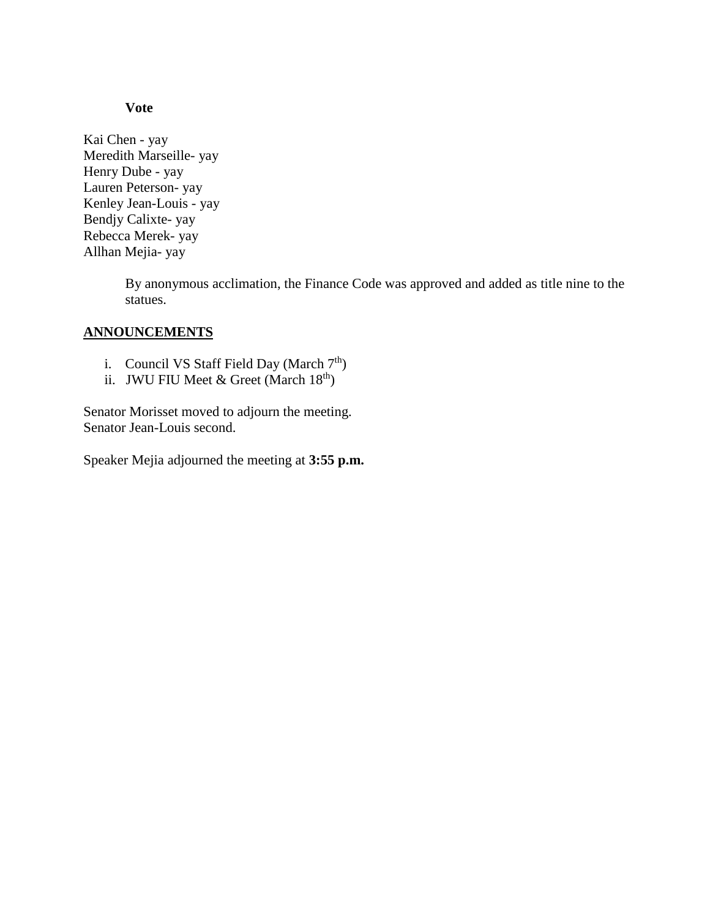**Vote**

Kai Chen - yay
Meredith Marseille- yay
Henry Dube - yay
Lauren Peterson- yay
Kenley Jean-Louis - yay
Bendjy Calixte- yay
Rebecca Merek- yay
Allhan Mejia- yay

By anonymous acclimation, the Finance Code was approved and added as title nine to the statues.

**ANNOUNCEMENTS**

i. Council VS Staff Field Day (March 7th)
ii. JWU FIU Meet & Greet (March 18th)

Senator Morisset moved to adjourn the meeting.
Senator Jean-Louis second.

Speaker Mejia adjourned the meeting at **3:55 p.m.**